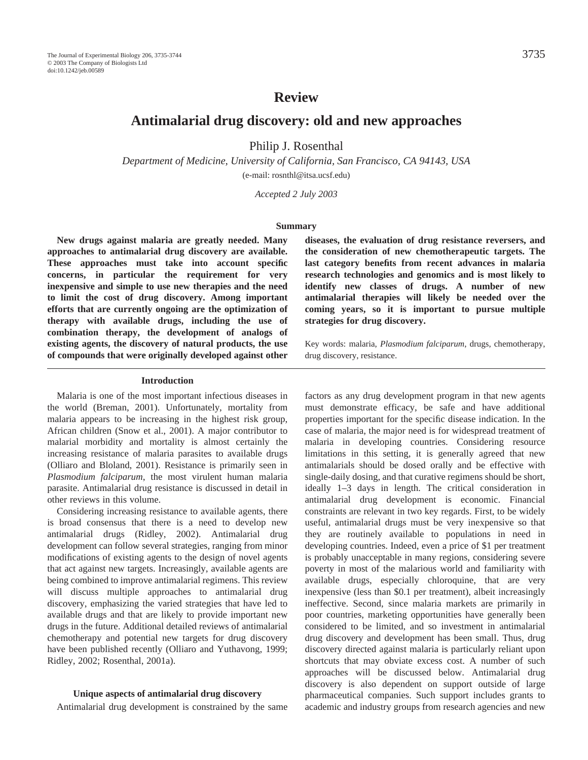# Review

# Antimalarial drug discovery: old and new approaches

Philip J. Rosenthal

*Department of Medicine, University of California, San Francisco, CA 94143, USA*

(e-mail: rosnthl@itsa.ucsf.edu)

*Accepted 2 July 2003*

## Summary

**New drugs against malaria are greatly needed. Many approaches to antimalarial drug discovery are available. These approaches must take into account specific concerns, in particular the requirement for very inexpensive and simple to use new therapies and the need to limit the cost of drug discovery. Among important efforts that are currently ongoing are the optimization of therapy with available drugs, including the use of combination therapy, the development of analogs of existing agents, the discovery of natural products, the use of compounds that were originally developed against other diseases, the evaluation of drug resistance reversers, and the consideration of new chemotherapeutic targets. The last category benefits from recent advances in malaria research technologies and genomics and is most likely to identify new classes of drugs. A number of new antimalarial therapies will likely be needed over the coming years, so it is important to pursue multiple strategies for drug discovery.**

Key words: malaria, *Plasmodium falciparum*, drugs, chemotherapy, drug discovery, resistance.

## Introduction

Malaria is one of the most important infectious diseases in the world (Breman, 2001). Unfortunately, mortality from malaria appears to be increasing in the highest risk group, African children (Snow et al., 2001). A major contributor to malarial morbidity and mortality is almost certainly the increasing resistance of malaria parasites to available drugs (Olliaro and Bloland, 2001). Resistance is primarily seen in *Plasmodium falciparum*, the most virulent human malaria parasite. Antimalarial drug resistance is discussed in detail in other reviews in this volume.

Considering increasing resistance to available agents, there is broad consensus that there is a need to develop new antimalarial drugs (Ridley, 2002). Antimalarial drug development can follow several strategies, ranging from minor modifications of existing agents to the design of novel agents that act against new targets. Increasingly, available agents are being combined to improve antimalarial regimens. This review will discuss multiple approaches to antimalarial drug discovery, emphasizing the varied strategies that have led to available drugs and that are likely to provide important new drugs in the future. Additional detailed reviews of antimalarial chemotherapy and potential new targets for drug discovery have been published recently (Olliaro and Yuthavong, 1999; Ridley, 2002; Rosenthal, 2001a).

### Unique aspects of antimalarial drug discovery

Antimalarial drug development is constrained by the same factors as any drug development program in that new agents must demonstrate efficacy, be safe and have additional properties important for the specific disease indication. In the case of malaria, the major need is for widespread treatment of malaria in developing countries. Considering resource limitations in this setting, it is generally agreed that new antimalarials should be dosed orally and be effective with single-daily dosing, and that curative regimens should be short, ideally 1–3 days in length. The critical consideration in antimalarial drug development is economic. Financial constraints are relevant in two key regards. First, to be widely useful, antimalarial drugs must be very inexpensive so that they are routinely available to populations in need in developing countries. Indeed, even a price of $1 per treatment is probably unacceptable in many regions, considering severe poverty in most of the malarious world and familiarity with available drugs, especially chloroquine, that are very inexpensive (less than $0.1 per treatment), albeit increasingly ineffective. Second, since malaria markets are primarily in poor countries, marketing opportunities have generally been considered to be limited, and so investment in antimalarial drug discovery and development has been small. Thus, drug discovery directed against malaria is particularly reliant upon shortcuts that may obviate excess cost. A number of such approaches will be discussed below. Antimalarial drug discovery is also dependent on support outside of large pharmaceutical companies. Such support includes grants to academic and industry groups from research agencies and new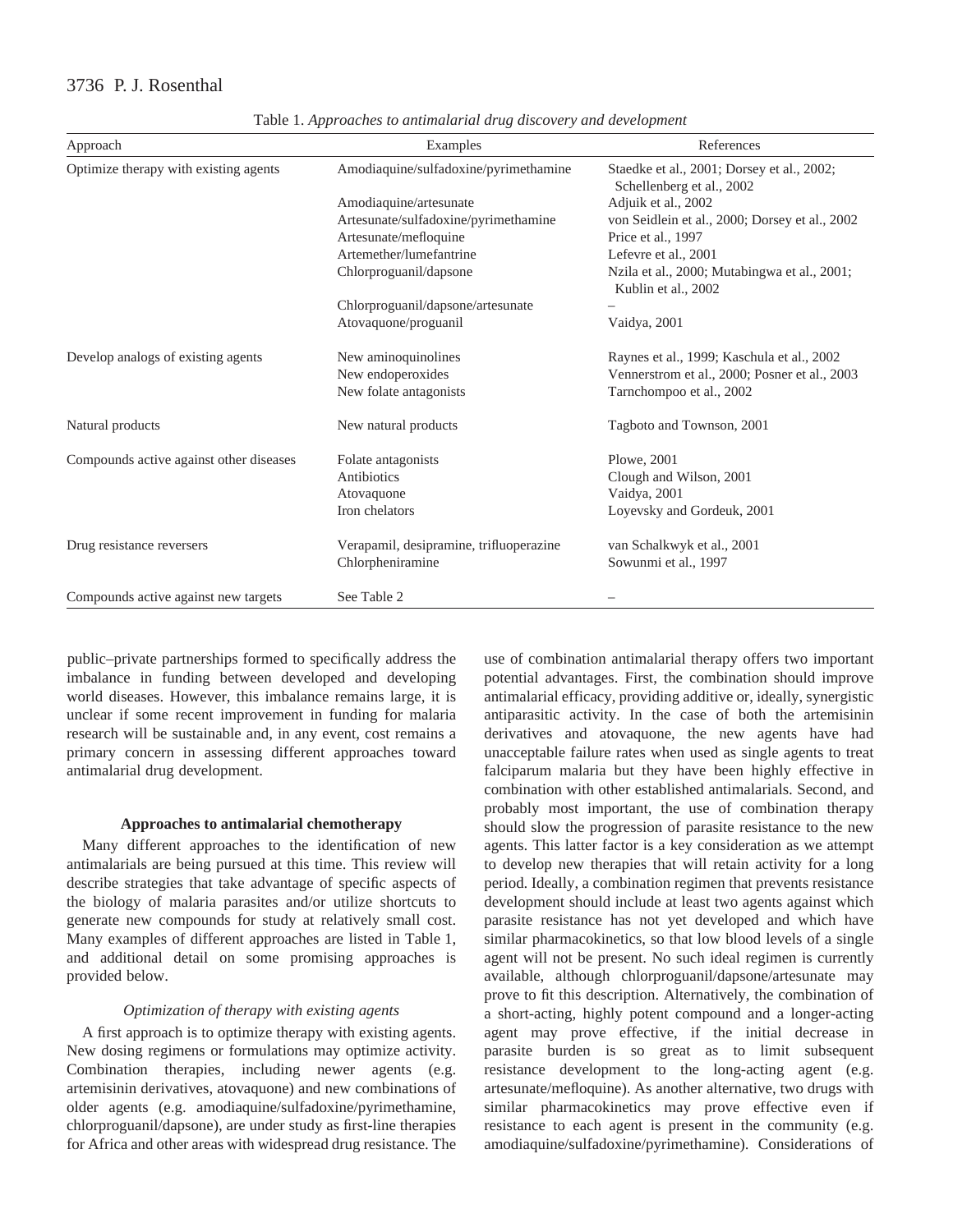Table 1. *Approaches to antimalarial drug discovery and development*

| Approach | Examples | References |
|---|---|---|
| Optimize therapy with existing agents | Amodiaquine/sulfadoxine/pyrimethamine | Staedke et al., 2001; Dorsey et al., 2002; Schellenberg et al., 2002 |
| | Amodiaquine/artesunate | Adjuik et al., 2002 |
| | Artesunate/sulfadoxine/pyrimethamine | von Seidlein et al., 2000; Dorsey et al., 2002 |
| | Artesunate/mefloquine | Price et al., 1997 |
| | Artemether/lumefantrine | Lefevre et al., 2001 |
| | Chlorproguanil/dapsone | Nzila et al., 2000; Mutabingwa et al., 2001; Kublin et al., 2002 |
| | Chlorproguanil/dapsone/artesunate | – |
| | Atovaquone/proguanil | Vaidya, 2001 |
| Develop analogs of existing agents | New aminoquinolines | Raynes et al., 1999; Kaschula et al., 2002 |
| | New endoperoxides | Vennerstrom et al., 2000; Posner et al., 2003 |
| | New folate antagonists | Tarnchompoo et al., 2002 |
| Natural products | New natural products | Tagboto and Townson, 2001 |
| Compounds active against other diseases | Folate antagonists | Plowe, 2001 |
| | Antibiotics | Clough and Wilson, 2001 |
| | Atovaquone | Vaidya, 2001 |
| | Iron chelators | Loyevsky and Gordeuk, 2001 |
| Drug resistance reversers | Verapamil, desipramine, trifluoperazine | van Schalkwyk et al., 2001 |
| | Chlorpheniramine | Sowunmi et al., 1997 |
| Compounds active against new targets | See Table 2 | – |

public–private partnerships formed to specifically address the imbalance in funding between developed and developing world diseases. However, this imbalance remains large, it is unclear if some recent improvement in funding for malaria research will be sustainable and, in any event, cost remains a primary concern in assessing different approaches toward antimalarial drug development.

## Approaches to antimalarial chemotherapy

Many different approaches to the identification of new antimalarials are being pursued at this time. This review will describe strategies that take advantage of specific aspects of the biology of malaria parasites and/or utilize shortcuts to generate new compounds for study at relatively small cost. Many examples of different approaches are listed in Table 1, and additional detail on some promising approaches is provided below.

### *Optimization of therapy with existing agents*

A first approach is to optimize therapy with existing agents. New dosing regimens or formulations may optimize activity. Combination therapies, including newer agents (e.g. artemisinin derivatives, atovaquone) and new combinations of older agents (e.g. amodiaquine/sulfadoxine/pyrimethamine, chlorproguanil/dapsone), are under study as first-line therapies for Africa and other areas with widespread drug resistance. The use of combination antimalarial therapy offers two important potential advantages. First, the combination should improve antimalarial efficacy, providing additive or, ideally, synergistic antiparasitic activity. In the case of both the artemisinin derivatives and atovaquone, the new agents have had unacceptable failure rates when used as single agents to treat falciparum malaria but they have been highly effective in combination with other established antimalarials. Second, and probably most important, the use of combination therapy should slow the progression of parasite resistance to the new agents. This latter factor is a key consideration as we attempt to develop new therapies that will retain activity for a long period. Ideally, a combination regimen that prevents resistance development should include at least two agents against which parasite resistance has not yet developed and which have similar pharmacokinetics, so that low blood levels of a single agent will not be present. No such ideal regimen is currently available, although chlorproguanil/dapsone/artesunate may prove to fit this description. Alternatively, the combination of a short-acting, highly potent compound and a longer-acting agent may prove effective, if the initial decrease in parasite burden is so great as to limit subsequent resistance development to the long-acting agent (e.g. artesunate/mefloquine). As another alternative, two drugs with similar pharmacokinetics may prove effective even if resistance to each agent is present in the community (e.g. amodiaquine/sulfadoxine/pyrimethamine). Considerations of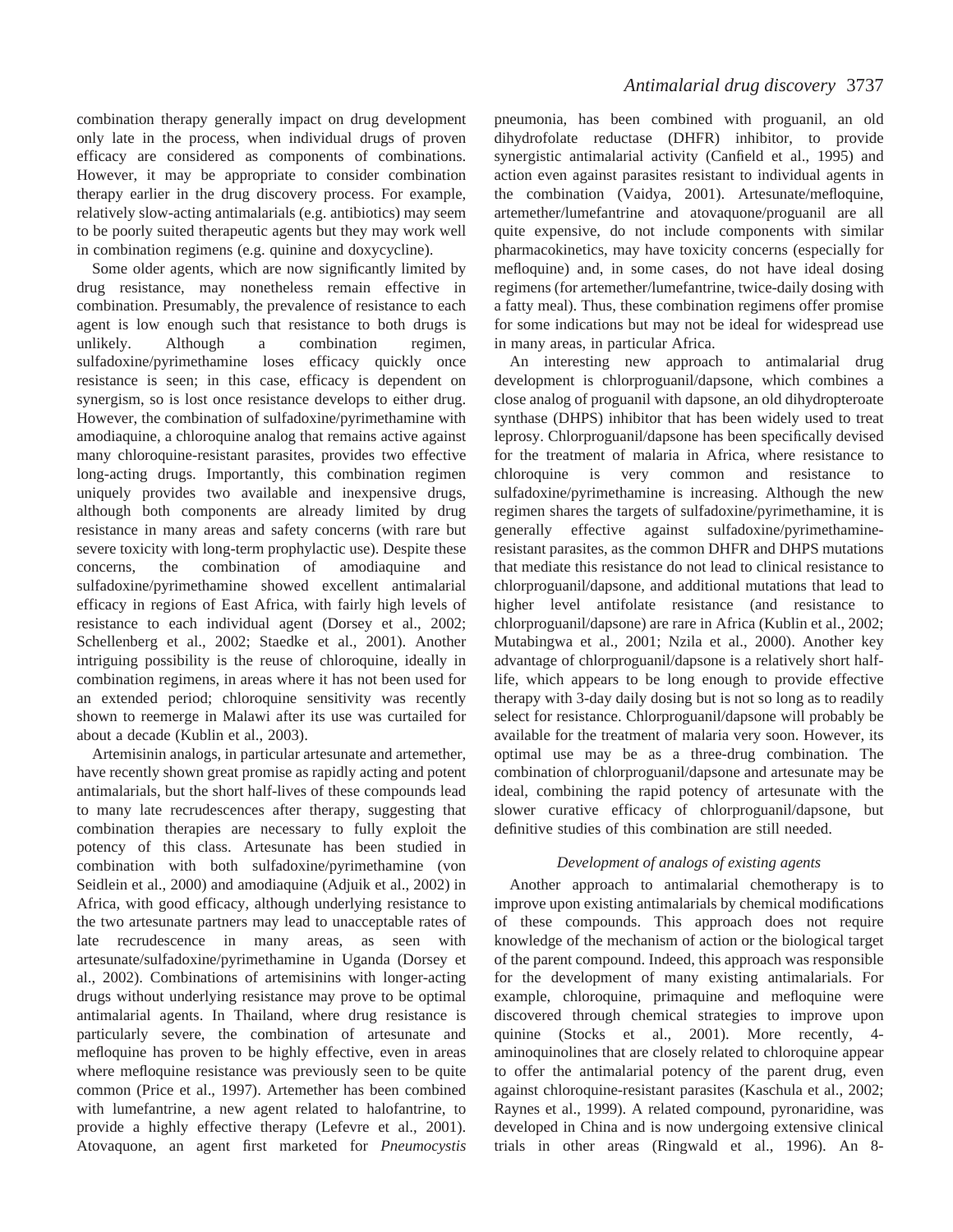combination therapy generally impact on drug development only late in the process, when individual drugs of proven efficacy are considered as components of combinations. However, it may be appropriate to consider combination therapy earlier in the drug discovery process. For example, relatively slow-acting antimalarials (e.g. antibiotics) may seem to be poorly suited therapeutic agents but they may work well in combination regimens (e.g. quinine and doxycycline).

Some older agents, which are now significantly limited by drug resistance, may nonetheless remain effective in combination. Presumably, the prevalence of resistance to each agent is low enough such that resistance to both drugs is unlikely. Although a combination regimen, sulfadoxine/pyrimethamine loses efficacy quickly once resistance is seen; in this case, efficacy is dependent on synergism, so is lost once resistance develops to either drug. However, the combination of sulfadoxine/pyrimethamine with amodiaquine, a chloroquine analog that remains active against many chloroquine-resistant parasites, provides two effective long-acting drugs. Importantly, this combination regimen uniquely provides two available and inexpensive drugs, although both components are already limited by drug resistance in many areas and safety concerns (with rare but severe toxicity with long-term prophylactic use). Despite these concerns, the combination of amodiaquine and sulfadoxine/pyrimethamine showed excellent antimalarial efficacy in regions of East Africa, with fairly high levels of resistance to each individual agent (Dorsey et al., 2002; Schellenberg et al., 2002; Staedke et al., 2001). Another intriguing possibility is the reuse of chloroquine, ideally in combination regimens, in areas where it has not been used for an extended period; chloroquine sensitivity was recently shown to reemerge in Malawi after its use was curtailed for about a decade (Kublin et al., 2003).

Artemisinin analogs, in particular artesunate and artemether, have recently shown great promise as rapidly acting and potent antimalarials, but the short half-lives of these compounds lead to many late recrudescences after therapy, suggesting that combination therapies are necessary to fully exploit the potency of this class. Artesunate has been studied in combination with both sulfadoxine/pyrimethamine (von Seidlein et al., 2000) and amodiaquine (Adjuik et al., 2002) in Africa, with good efficacy, although underlying resistance to the two artesunate partners may lead to unacceptable rates of late recrudescence in many areas, as seen with artesunate/sulfadoxine/pyrimethamine in Uganda (Dorsey et al., 2002). Combinations of artemisinins with longer-acting drugs without underlying resistance may prove to be optimal antimalarial agents. In Thailand, where drug resistance is particularly severe, the combination of artesunate and mefloquine has proven to be highly effective, even in areas where mefloquine resistance was previously seen to be quite common (Price et al., 1997). Artemether has been combined with lumefantrine, a new agent related to halofantrine, to provide a highly effective therapy (Lefevre et al., 2001). Atovaquone, an agent first marketed for *Pneumocystis* pneumonia, has been combined with proguanil, an old dihydrofolate reductase (DHFR) inhibitor, to provide synergistic antimalarial activity (Canfield et al., 1995) and action even against parasites resistant to individual agents in the combination (Vaidya, 2001). Artesunate/mefloquine, artemether/lumefantrine and atovaquone/proguanil are all quite expensive, do not include components with similar pharmacokinetics, may have toxicity concerns (especially for mefloquine) and, in some cases, do not have ideal dosing regimens (for artemether/lumefantrine, twice-daily dosing with a fatty meal). Thus, these combination regimens offer promise for some indications but may not be ideal for widespread use in many areas, in particular Africa.

An interesting new approach to antimalarial drug development is chlorproguanil/dapsone, which combines a close analog of proguanil with dapsone, an old dihydropteroate synthase (DHPS) inhibitor that has been widely used to treat leprosy. Chlorproguanil/dapsone has been specifically devised for the treatment of malaria in Africa, where resistance to chloroquine is very common and resistance to sulfadoxine/pyrimethamine is increasing. Although the new regimen shares the targets of sulfadoxine/pyrimethamine, it is generally effective against sulfadoxine/pyrimethamine-resistant parasites, as the common DHFR and DHPS mutations that mediate this resistance do not lead to clinical resistance to chlorproguanil/dapsone, and additional mutations that lead to higher level antifolate resistance (and resistance to chlorproguanil/dapsone) are rare in Africa (Kublin et al., 2002; Mutabingwa et al., 2001; Nzila et al., 2000). Another key advantage of chlorproguanil/dapsone is a relatively short half-life, which appears to be long enough to provide effective therapy with 3-day daily dosing but is not so long as to readily select for resistance. Chlorproguanil/dapsone will probably be available for the treatment of malaria very soon. However, its optimal use may be as a three-drug combination. The combination of chlorproguanil/dapsone and artesunate may be ideal, combining the rapid potency of artesunate with the slower curative efficacy of chlorproguanil/dapsone, but definitive studies of this combination are still needed.

### *Development of analogs of existing agents*

Another approach to antimalarial chemotherapy is to improve upon existing antimalarials by chemical modifications of these compounds. This approach does not require knowledge of the mechanism of action or the biological target of the parent compound. Indeed, this approach was responsible for the development of many existing antimalarials. For example, chloroquine, primaquine and mefloquine were discovered through chemical strategies to improve upon quinine (Stocks et al., 2001). More recently, 4-aminoquinolines that are closely related to chloroquine appear to offer the antimalarial potency of the parent drug, even against chloroquine-resistant parasites (Kaschula et al., 2002; Raynes et al., 1999). A related compound, pyronaridine, was developed in China and is now undergoing extensive clinical trials in other areas (Ringwald et al., 1996). An 8-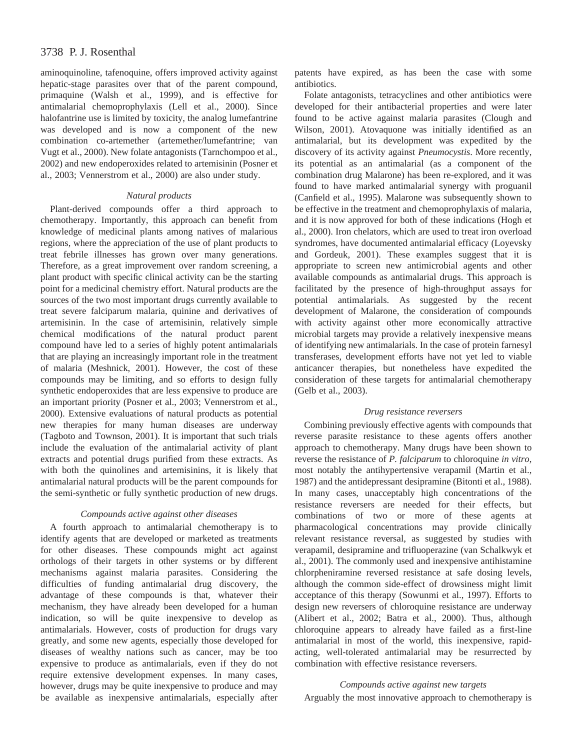aminoquinoline, tafenoquine, offers improved activity against hepatic-stage parasites over that of the parent compound, primaquine (Walsh et al., 1999), and is effective for antimalarial chemoprophylaxis (Lell et al., 2000). Since halofantrine use is limited by toxicity, the analog lumefantrine was developed and is now a component of the new combination co-artemether (artemether/lumefantrine; van Vugt et al., 2000). New folate antagonists (Tarnchompoo et al., 2002) and new endoperoxides related to artemisinin (Posner et al., 2003; Vennerstrom et al., 2000) are also under study.

### *Natural products*

Plant-derived compounds offer a third approach to chemotherapy. Importantly, this approach can benefit from knowledge of medicinal plants among natives of malarious regions, where the appreciation of the use of plant products to treat febrile illnesses has grown over many generations. Therefore, as a great improvement over random screening, a plant product with specific clinical activity can be the starting point for a medicinal chemistry effort. Natural products are the sources of the two most important drugs currently available to treat severe falciparum malaria, quinine and derivatives of artemisinin. In the case of artemisinin, relatively simple chemical modifications of the natural product parent compound have led to a series of highly potent antimalarials that are playing an increasingly important role in the treatment of malaria (Meshnick, 2001). However, the cost of these compounds may be limiting, and so efforts to design fully synthetic endoperoxides that are less expensive to produce are an important priority (Posner et al., 2003; Vennerstrom et al., 2000). Extensive evaluations of natural products as potential new therapies for many human diseases are underway (Tagboto and Townson, 2001). It is important that such trials include the evaluation of the antimalarial activity of plant extracts and potential drugs purified from these extracts. As with both the quinolines and artemisinins, it is likely that antimalarial natural products will be the parent compounds for the semi-synthetic or fully synthetic production of new drugs.

### *Compounds active against other diseases*

A fourth approach to antimalarial chemotherapy is to identify agents that are developed or marketed as treatments for other diseases. These compounds might act against orthologs of their targets in other systems or by different mechanisms against malaria parasites. Considering the difficulties of funding antimalarial drug discovery, the advantage of these compounds is that, whatever their mechanism, they have already been developed for a human indication, so will be quite inexpensive to develop as antimalarials. However, costs of production for drugs vary greatly, and some new agents, especially those developed for diseases of wealthy nations such as cancer, may be too expensive to produce as antimalarials, even if they do not require extensive development expenses. In many cases, however, drugs may be quite inexpensive to produce and may be available as inexpensive antimalarials, especially after patents have expired, as has been the case with some antibiotics.

Folate antagonists, tetracyclines and other antibiotics were developed for their antibacterial properties and were later found to be active against malaria parasites (Clough and Wilson, 2001). Atovaquone was initially identified as an antimalarial, but its development was expedited by the discovery of its activity against *Pneumocystis*. More recently, its potential as an antimalarial (as a component of the combination drug Malarone) has been re-explored, and it was found to have marked antimalarial synergy with proguanil (Canfield et al., 1995). Malarone was subsequently shown to be effective in the treatment and chemoprophylaxis of malaria, and it is now approved for both of these indications (Hogh et al., 2000). Iron chelators, which are used to treat iron overload syndromes, have documented antimalarial efficacy (Loyevsky and Gordeuk, 2001). These examples suggest that it is appropriate to screen new antimicrobial agents and other available compounds as antimalarial drugs. This approach is facilitated by the presence of high-throughput assays for potential antimalarials. As suggested by the recent development of Malarone, the consideration of compounds with activity against other more economically attractive microbial targets may provide a relatively inexpensive means of identifying new antimalarials. In the case of protein farnesyl transferases, development efforts have not yet led to viable anticancer therapies, but nonetheless have expedited the consideration of these targets for antimalarial chemotherapy (Gelb et al., 2003).

### *Drug resistance reversers*

Combining previously effective agents with compounds that reverse parasite resistance to these agents offers another approach to chemotherapy. Many drugs have been shown to reverse the resistance of *P. falciparum* to chloroquine *in vitro*, most notably the antihypertensive verapamil (Martin et al., 1987) and the antidepressant desipramine (Bitonti et al., 1988). In many cases, unacceptably high concentrations of the resistance reversers are needed for their effects, but combinations of two or more of these agents at pharmacological concentrations may provide clinically relevant resistance reversal, as suggested by studies with verapamil, desipramine and trifluoperazine (van Schalkwyk et al., 2001). The commonly used and inexpensive antihistamine chlorpheniramine reversed resistance at safe dosing levels, although the common side-effect of drowsiness might limit acceptance of this therapy (Sowunmi et al., 1997). Efforts to design new reversers of chloroquine resistance are underway (Alibert et al., 2002; Batra et al., 2000). Thus, although chloroquine appears to already have failed as a first-line antimalarial in most of the world, this inexpensive, rapid-acting, well-tolerated antimalarial may be resurrected by combination with effective resistance reversers.

### *Compounds active against new targets*

Arguably the most innovative approach to chemotherapy is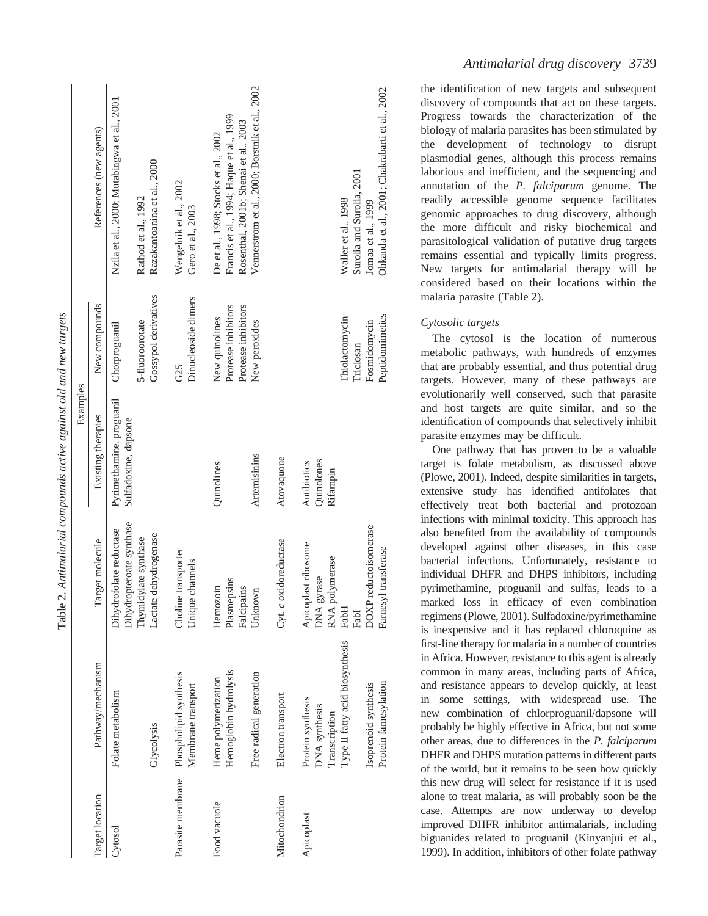Table 2. *Antimalarial compounds active against old and new targets*

| Target location | Pathway/mechanism | Target molecule | Examples | | References (new agents) |
|---|---|---|---|---|---|
| | | | Existing therapies | New compounds | |
| Cytosol | Folate metabolism | Dihydrofolate reductase | Pyrimethamine, proguanil | Chorproguanil | Nzila et al., 2000; Mutabingwa et al., 2001 |
| | | Dihydropteroate synthase | Sulfadoxine, dapsone | | |
| | | Thymidylate synthase | | 5-fluoroorotate | Rathod et al., 1992 |
| | Glycolysis | Lactate dehydrogenase | | Gossypol derivatives | Razakantoanina et al., 2000 |
| Parasite membrane | Phospholipid synthesis | Choline transporter | | G25 | Wengelnik et al., 2002 |
| | Membrane transport | Unique channels | | Dinucleoside dimers | Gero et al., 2003 |
| Food vacuole | Heme polymerization | Hemozoin | Quinolines | New quinolines | De et al., 1998; Stocks et al., 2002 |
| | Hemoglobin hydrolysis | Plasmepsins | | Protease inhibitors | Francis et al., 1994; Haque et al., 1999 |
| | | Falcipains | | Protease inhibitors | Rosenthal, 2001b; Shenai et al., 2003 |
| | Free radical generation | Unknown | Artemisinins | New peroxides | Vennerstrom et al., 2000; Borstnik et al., 2002 |
| Mitochondrion | Electron transport | Cyt. *c* oxidoreductase | Atovaquone | | |
| Apicoplast | Protein synthesis | Apicoplast ribosome | Antibiotics | | |
| | DNA synthesis | DNA gyrase | Quinolones | | |
| | Transcription | RNA polymerase | Rifampin | | |
| | Type II fatty acid biosynthesis | FabH | | Thiolactomycin | Waller et al., 1998 |
| | | FabI | | Triclosan | Surolia and Surolia, 2001 |
| | Isoprenoid synthesis | DOXP reductoisomerase | | Fosmidomycin | Jomaa et al., 1999 |
| | Protein farnesylation | Farnesyl transferase | | Peptidomimetics | Ohkanda et al., 2001; Chakrabarti et al., 2002 |

the identification of new targets and subsequent discovery of compounds that act on these targets. Progress towards the characterization of the biology of malaria parasites has been stimulated by the development of technology to disrupt plasmodial genes, although this process remains laborious and inefficient, and the sequencing and annotation of the *P. falciparum* genome. The readily accessible genome sequence facilitates genomic approaches to drug discovery, although the more difficult and risky biochemical and parasitological validation of putative drug targets remains essential and typically limits progress. New targets for antimalarial therapy will be considered based on their locations within the malaria parasite (Table 2).

### *Cytosolic targets*

The cytosol is the location of numerous metabolic pathways, with hundreds of enzymes that are probably essential, and thus potential drug targets. However, many of these pathways are evolutionarily well conserved, such that parasite and host targets are quite similar, and so the identification of compounds that selectively inhibit parasite enzymes may be difficult.

One pathway that has proven to be a valuable target is folate metabolism, as discussed above (Plowe, 2001). Indeed, despite similarities in targets, extensive study has identified antifolates that effectively treat both bacterial and protozoan infections with minimal toxicity. This approach has also benefited from the availability of compounds developed against other diseases, in this case bacterial infections. Unfortunately, resistance to individual DHFR and DHPS inhibitors, including pyrimethamine, proguanil and sulfas, leads to a marked loss in efficacy of even combination regimens (Plowe, 2001). Sulfadoxine/pyrimethamine is inexpensive and it has replaced chloroquine as first-line therapy for malaria in a number of countries in Africa. However, resistance to this agent is already common in many areas, including parts of Africa, and resistance appears to develop quickly, at least in some settings, with widespread use. The new combination of chlorproguanil/dapsone will probably be highly effective in Africa, but not some other areas, due to differences in the *P. falciparum* DHFR and DHPS mutation patterns in different parts of the world, but it remains to be seen how quickly this new drug will select for resistance if it is used alone to treat malaria, as will probably soon be the case. Attempts are now underway to develop improved DHFR inhibitor antimalarials, including biguanides related to proguanil (Kinyanjui et al., 1999). In addition, inhibitors of other folate pathway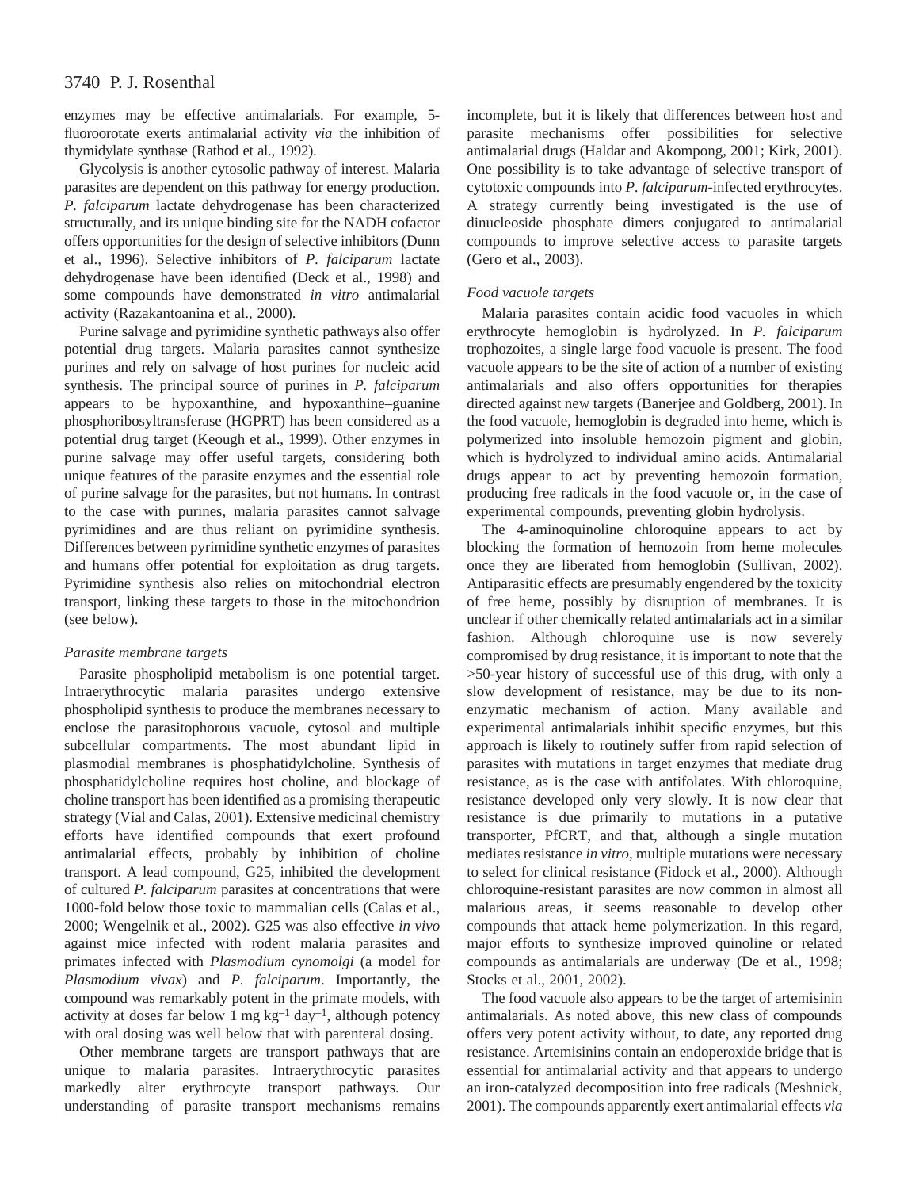enzymes may be effective antimalarials. For example, 5-fluoroorotate exerts antimalarial activity *via* the inhibition of thymidylate synthase (Rathod et al., 1992).

Glycolysis is another cytosolic pathway of interest. Malaria parasites are dependent on this pathway for energy production. *P. falciparum* lactate dehydrogenase has been characterized structurally, and its unique binding site for the NADH cofactor offers opportunities for the design of selective inhibitors (Dunn et al., 1996). Selective inhibitors of *P. falciparum* lactate dehydrogenase have been identified (Deck et al., 1998) and some compounds have demonstrated *in vitro* antimalarial activity (Razakantoanina et al., 2000).

Purine salvage and pyrimidine synthetic pathways also offer potential drug targets. Malaria parasites cannot synthesize purines and rely on salvage of host purines for nucleic acid synthesis. The principal source of purines in *P. falciparum* appears to be hypoxanthine, and hypoxanthine–guanine phosphoribosyltransferase (HGPRT) has been considered as a potential drug target (Keough et al., 1999). Other enzymes in purine salvage may offer useful targets, considering both unique features of the parasite enzymes and the essential role of purine salvage for the parasites, but not humans. In contrast to the case with purines, malaria parasites cannot salvage pyrimidines and are thus reliant on pyrimidine synthesis. Differences between pyrimidine synthetic enzymes of parasites and humans offer potential for exploitation as drug targets. Pyrimidine synthesis also relies on mitochondrial electron transport, linking these targets to those in the mitochondrion (see below).

### *Parasite membrane targets*

Parasite phospholipid metabolism is one potential target. Intraerythrocytic malaria parasites undergo extensive phospholipid synthesis to produce the membranes necessary to enclose the parasitophorous vacuole, cytosol and multiple subcellular compartments. The most abundant lipid in plasmodial membranes is phosphatidylcholine. Synthesis of phosphatidylcholine requires host choline, and blockage of choline transport has been identified as a promising therapeutic strategy (Vial and Calas, 2001). Extensive medicinal chemistry efforts have identified compounds that exert profound antimalarial effects, probably by inhibition of choline transport. A lead compound, G25, inhibited the development of cultured *P. falciparum* parasites at concentrations that were 1000-fold below those toxic to mammalian cells (Calas et al., 2000; Wengelnik et al., 2002). G25 was also effective *in vivo* against mice infected with rodent malaria parasites and primates infected with *Plasmodium cynomolgi* (a model for *Plasmodium vivax*) and *P. falciparum*. Importantly, the compound was remarkably potent in the primate models, with activity at doses far below 1 mg $kg^{-1}$ $day^{-1}$, although potency with oral dosing was well below that with parenteral dosing.

Other membrane targets are transport pathways that are unique to malaria parasites. Intraerythrocytic parasites markedly alter erythrocyte transport pathways. Our understanding of parasite transport mechanisms remains incomplete, but it is likely that differences between host and parasite mechanisms offer possibilities for selective antimalarial drugs (Haldar and Akompong, 2001; Kirk, 2001). One possibility is to take advantage of selective transport of cytotoxic compounds into *P. falciparum*-infected erythrocytes. A strategy currently being investigated is the use of dinucleoside phosphate dimers conjugated to antimalarial compounds to improve selective access to parasite targets (Gero et al., 2003).

### *Food vacuole targets*

Malaria parasites contain acidic food vacuoles in which erythrocyte hemoglobin is hydrolyzed. In *P. falciparum* trophozoites, a single large food vacuole is present. The food vacuole appears to be the site of action of a number of existing antimalarials and also offers opportunities for therapies directed against new targets (Banerjee and Goldberg, 2001). In the food vacuole, hemoglobin is degraded into heme, which is polymerized into insoluble hemozoin pigment and globin, which is hydrolyzed to individual amino acids. Antimalarial drugs appear to act by preventing hemozoin formation, producing free radicals in the food vacuole or, in the case of experimental compounds, preventing globin hydrolysis.

The 4-aminoquinoline chloroquine appears to act by blocking the formation of hemozoin from heme molecules once they are liberated from hemoglobin (Sullivan, 2002). Antiparasitic effects are presumably engendered by the toxicity of free heme, possibly by disruption of membranes. It is unclear if other chemically related antimalarials act in a similar fashion. Although chloroquine use is now severely compromised by drug resistance, it is important to note that the >50-year history of successful use of this drug, with only a slow development of resistance, may be due to its non-enzymatic mechanism of action. Many available and experimental antimalarials inhibit specific enzymes, but this approach is likely to routinely suffer from rapid selection of parasites with mutations in target enzymes that mediate drug resistance, as is the case with antifolates. With chloroquine, resistance developed only very slowly. It is now clear that resistance is due primarily to mutations in a putative transporter, PfCRT, and that, although a single mutation mediates resistance *in vitro*, multiple mutations were necessary to select for clinical resistance (Fidock et al., 2000). Although chloroquine-resistant parasites are now common in almost all malarious areas, it seems reasonable to develop other compounds that attack heme polymerization. In this regard, major efforts to synthesize improved quinoline or related compounds as antimalarials are underway (De et al., 1998; Stocks et al., 2001, 2002).

The food vacuole also appears to be the target of artemisinin antimalarials. As noted above, this new class of compounds offers very potent activity without, to date, any reported drug resistance. Artemisinins contain an endoperoxide bridge that is essential for antimalarial activity and that appears to undergo an iron-catalyzed decomposition into free radicals (Meshnick, 2001). The compounds apparently exert antimalarial effects *via*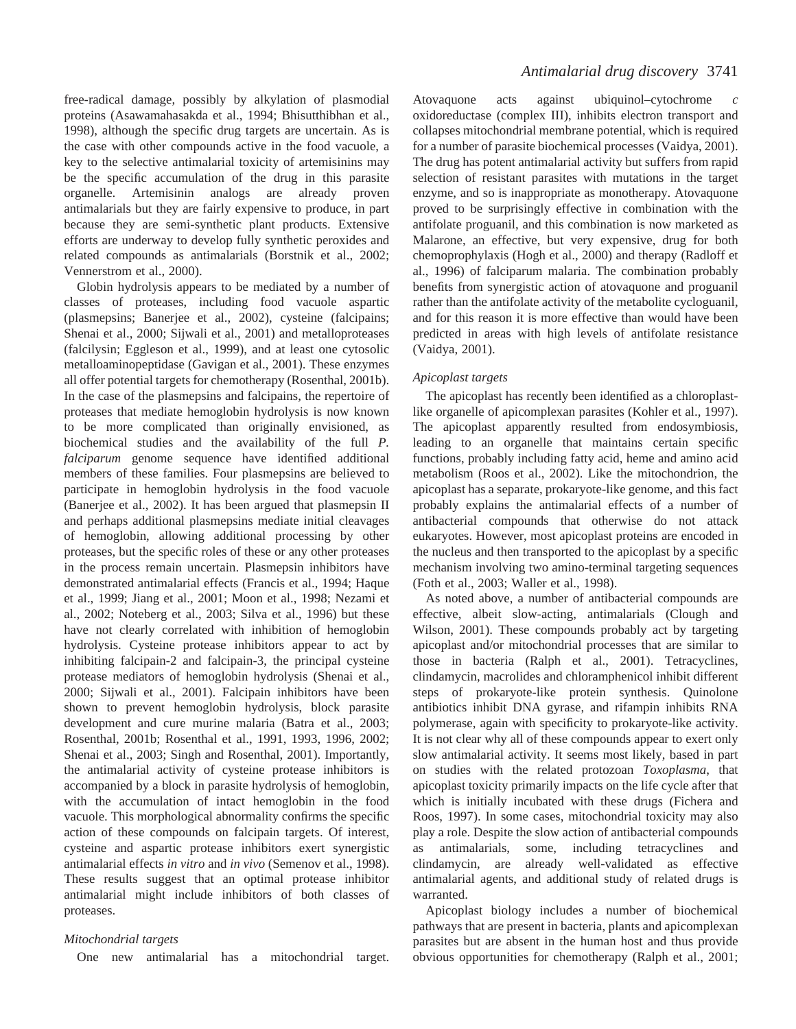free-radical damage, possibly by alkylation of plasmodial proteins (Asawamahasakda et al., 1994; Bhisutthibhan et al., 1998), although the specific drug targets are uncertain. As is the case with other compounds active in the food vacuole, a key to the selective antimalarial toxicity of artemisinins may be the specific accumulation of the drug in this parasite organelle. Artemisinin analogs are already proven antimalarials but they are fairly expensive to produce, in part because they are semi-synthetic plant products. Extensive efforts are underway to develop fully synthetic peroxides and related compounds as antimalarials (Borstnik et al., 2002; Vennerstrom et al., 2000).

Globin hydrolysis appears to be mediated by a number of classes of proteases, including food vacuole aspartic (plasmepsins; Banerjee et al., 2002), cysteine (falcipains; Shenai et al., 2000; Sijwali et al., 2001) and metalloproteases (falcilysin; Eggleson et al., 1999), and at least one cytosolic metalloaminopeptidase (Gavigan et al., 2001). These enzymes all offer potential targets for chemotherapy (Rosenthal, 2001b). In the case of the plasmepsins and falcipains, the repertoire of proteases that mediate hemoglobin hydrolysis is now known to be more complicated than originally envisioned, as biochemical studies and the availability of the full *P. falciparum* genome sequence have identified additional members of these families. Four plasmepsins are believed to participate in hemoglobin hydrolysis in the food vacuole (Banerjee et al., 2002). It has been argued that plasmepsin II and perhaps additional plasmepsins mediate initial cleavages of hemoglobin, allowing additional processing by other proteases, but the specific roles of these or any other proteases in the process remain uncertain. Plasmepsin inhibitors have demonstrated antimalarial effects (Francis et al., 1994; Haque et al., 1999; Jiang et al., 2001; Moon et al., 1998; Nezami et al., 2002; Noteberg et al., 2003; Silva et al., 1996) but these have not clearly correlated with inhibition of hemoglobin hydrolysis. Cysteine protease inhibitors appear to act by inhibiting falcipain-2 and falcipain-3, the principal cysteine protease mediators of hemoglobin hydrolysis (Shenai et al., 2000; Sijwali et al., 2001). Falcipain inhibitors have been shown to prevent hemoglobin hydrolysis, block parasite development and cure murine malaria (Batra et al., 2003; Rosenthal, 2001b; Rosenthal et al., 1991, 1993, 1996, 2002; Shenai et al., 2003; Singh and Rosenthal, 2001). Importantly, the antimalarial activity of cysteine protease inhibitors is accompanied by a block in parasite hydrolysis of hemoglobin, with the accumulation of intact hemoglobin in the food vacuole. This morphological abnormality confirms the specific action of these compounds on falcipain targets. Of interest, cysteine and aspartic protease inhibitors exert synergistic antimalarial effects *in vitro* and *in vivo* (Semenov et al., 1998). These results suggest that an optimal protease inhibitor antimalarial might include inhibitors of both classes of proteases.

### *Mitochondrial targets*

One new antimalarial has a mitochondrial target. Atovaquone acts against ubiquinol–cytochrome *c* oxidoreductase (complex III), inhibits electron transport and collapses mitochondrial membrane potential, which is required for a number of parasite biochemical processes (Vaidya, 2001). The drug has potent antimalarial activity but suffers from rapid selection of resistant parasites with mutations in the target enzyme, and so is inappropriate as monotherapy. Atovaquone proved to be surprisingly effective in combination with the antifolate proguanil, and this combination is now marketed as Malarone, an effective, but very expensive, drug for both chemoprophylaxis (Hogh et al., 2000) and therapy (Radloff et al., 1996) of falciparum malaria. The combination probably benefits from synergistic action of atovaquone and proguanil rather than the antifolate activity of the metabolite cycloguanil, and for this reason it is more effective than would have been predicted in areas with high levels of antifolate resistance (Vaidya, 2001).

### *Apicoplast targets*

The apicoplast has recently been identified as a chloroplast-like organelle of apicomplexan parasites (Kohler et al., 1997). The apicoplast apparently resulted from endosymbiosis, leading to an organelle that maintains certain specific functions, probably including fatty acid, heme and amino acid metabolism (Roos et al., 2002). Like the mitochondrion, the apicoplast has a separate, prokaryote-like genome, and this fact probably explains the antimalarial effects of a number of antibacterial compounds that otherwise do not attack eukaryotes. However, most apicoplast proteins are encoded in the nucleus and then transported to the apicoplast by a specific mechanism involving two amino-terminal targeting sequences (Foth et al., 2003; Waller et al., 1998).

As noted above, a number of antibacterial compounds are effective, albeit slow-acting, antimalarials (Clough and Wilson, 2001). These compounds probably act by targeting apicoplast and/or mitochondrial processes that are similar to those in bacteria (Ralph et al., 2001). Tetracyclines, clindamycin, macrolides and chloramphenicol inhibit different steps of prokaryote-like protein synthesis. Quinolone antibiotics inhibit DNA gyrase, and rifampin inhibits RNA polymerase, again with specificity to prokaryote-like activity. It is not clear why all of these compounds appear to exert only slow antimalarial activity. It seems most likely, based in part on studies with the related protozoan *Toxoplasma*, that apicoplast toxicity primarily impacts on the life cycle after that which is initially incubated with these drugs (Fichera and Roos, 1997). In some cases, mitochondrial toxicity may also play a role. Despite the slow action of antibacterial compounds as antimalarials, some, including tetracyclines and clindamycin, are already well-validated as effective antimalarial agents, and additional study of related drugs is warranted.

Apicoplast biology includes a number of biochemical pathways that are present in bacteria, plants and apicomplexan parasites but are absent in the human host and thus provide obvious opportunities for chemotherapy (Ralph et al., 2001;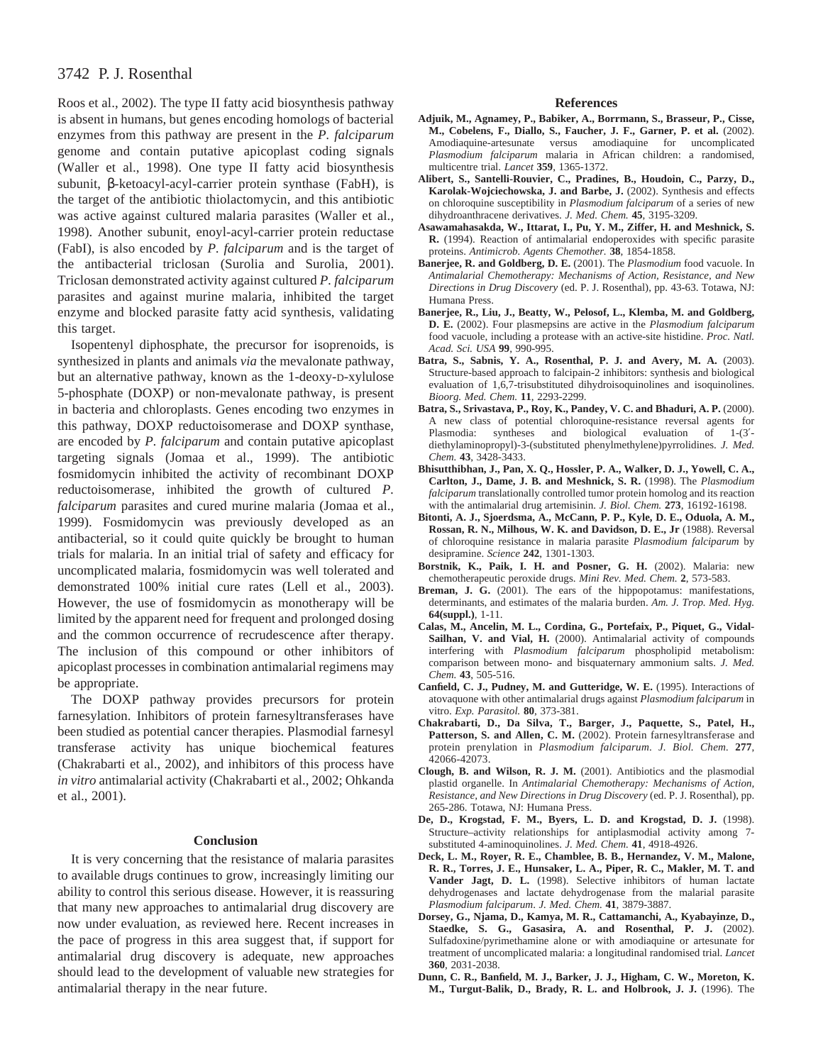Roos et al., 2002). The type II fatty acid biosynthesis pathway is absent in humans, but genes encoding homologs of bacterial enzymes from this pathway are present in the *P. falciparum* genome and contain putative apicoplast coding signals (Waller et al., 1998). One type II fatty acid biosynthesis subunit, β-ketoacyl-acyl-carrier protein synthase (FabH), is the target of the antibiotic thiolactomycin, and this antibiotic was active against cultured malaria parasites (Waller et al., 1998). Another subunit, enoyl-acyl-carrier protein reductase (FabI), is also encoded by *P. falciparum* and is the target of the antibacterial triclosan (Surolia and Surolia, 2001). Triclosan demonstrated activity against cultured *P. falciparum* parasites and against murine malaria, inhibited the target enzyme and blocked parasite fatty acid synthesis, validating this target.

Isopentenyl diphosphate, the precursor for isoprenoids, is synthesized in plants and animals *via* the mevalonate pathway, but an alternative pathway, known as the 1-deoxy-D-xylulose 5-phosphate (DOXP) or non-mevalonate pathway, is present in bacteria and chloroplasts. Genes encoding two enzymes in this pathway, DOXP reductoisomerase and DOXP synthase, are encoded by *P. falciparum* and contain putative apicoplast targeting signals (Jomaa et al., 1999). The antibiotic fosmidomycin inhibited the activity of recombinant DOXP reductoisomerase, inhibited the growth of cultured *P. falciparum* parasites and cured murine malaria (Jomaa et al., 1999). Fosmidomycin was previously developed as an antibacterial, so it could quite quickly be brought to human trials for malaria. In an initial trial of safety and efficacy for uncomplicated malaria, fosmidomycin was well tolerated and demonstrated 100% initial cure rates (Lell et al., 2003). However, the use of fosmidomycin as monotherapy will be limited by the apparent need for frequent and prolonged dosing and the common occurrence of recrudescence after therapy. The inclusion of this compound or other inhibitors of apicoplast processes in combination antimalarial regimens may be appropriate.

The DOXP pathway provides precursors for protein farnesylation. Inhibitors of protein farnesyltransferases have been studied as potential cancer therapies. Plasmodial farnesyl transferase activity has unique biochemical features (Chakrabarti et al., 2002), and inhibitors of this process have *in vitro* antimalarial activity (Chakrabarti et al., 2002; Ohkanda et al., 2001).

## Conclusion

It is very concerning that the resistance of malaria parasites to available drugs continues to grow, increasingly limiting our ability to control this serious disease. However, it is reassuring that many new approaches to antimalarial drug discovery are now under evaluation, as reviewed here. Recent increases in the pace of progress in this area suggest that, if support for antimalarial drug discovery is adequate, new approaches should lead to the development of valuable new strategies for antimalarial therapy in the near future.

## References

**Adjuik, M., Agnamey, P., Babiker, A., Borrmann, S., Brasseur, P., Cisse, M., Cobelens, F., Diallo, S., Faucher, J. F., Garner, P. et al.** (2002). Amodiaquine-artesunate versus amodiaquine for uncomplicated *Plasmodium falciparum* malaria in African children: a randomised, multicentre trial. *Lancet* **359**, 1365-1372.

**Alibert, S., Santelli-Rouvier, C., Pradines, B., Houdoin, C., Parzy, D., Karolak-Wojciechowska, J. and Barbe, J.** (2002). Synthesis and effects on chloroquine susceptibility in *Plasmodium falciparum* of a series of new dihydroanthracene derivatives. *J. Med. Chem.* **45**, 3195-3209.

**Asawamahasakda, W., Ittarat, I., Pu, Y. M., Ziffer, H. and Meshnick, S. R.** (1994). Reaction of antimalarial endoperoxides with specific parasite proteins. *Antimicrob. Agents Chemother.* **38**, 1854-1858.

**Banerjee, R. and Goldberg, D. E.** (2001). The *Plasmodium* food vacuole. In *Antimalarial Chemotherapy: Mechanisms of Action, Resistance, and New Directions in Drug Discovery* (ed. P. J. Rosenthal), pp. 43-63. Totawa, NJ: Humana Press.

**Banerjee, R., Liu, J., Beatty, W., Pelosof, L., Klemba, M. and Goldberg, D. E.** (2002). Four plasmepsins are active in the *Plasmodium falciparum* food vacuole, including a protease with an active-site histidine. *Proc. Natl. Acad. Sci. USA* **99**, 990-995.

**Batra, S., Sabnis, Y. A., Rosenthal, P. J. and Avery, M. A.** (2003). Structure-based approach to falcipain-2 inhibitors: synthesis and biological evaluation of 1,6,7-trisubstituted dihydroisoquinolines and isoquinolines. *Bioorg. Med. Chem.* **11**, 2293-2299.

**Batra, S., Srivastava, P., Roy, K., Pandey, V. C. and Bhaduri, A. P.** (2000). A new class of potential chloroquine-resistance reversal agents for Plasmodia: syntheses and biological evaluation of 1-(3′-diethylaminopropyl)-3-(substituted phenylmethylene)pyrrolidines. *J. Med. Chem.* **43**, 3428-3433.

**Bhisutthibhan, J., Pan, X. Q., Hossler, P. A., Walker, D. J., Yowell, C. A., Carlton, J., Dame, J. B. and Meshnick, S. R.** (1998). The *Plasmodium falciparum* translationally controlled tumor protein homolog and its reaction with the antimalarial drug artemisinin. *J. Biol. Chem.* **273**, 16192-16198.

**Bitonti, A. J., Sjoerdsma, A., McCann, P. P., Kyle, D. E., Oduola, A. M., Rossan, R. N., Milhous, W. K. and Davidson, D. E., Jr** (1988). Reversal of chloroquine resistance in malaria parasite *Plasmodium falciparum* by desipramine. *Science* **242**, 1301-1303.

**Borstnik, K., Paik, I. H. and Posner, G. H.** (2002). Malaria: new chemotherapeutic peroxide drugs. *Mini Rev. Med. Chem.* **2**, 573-583.

**Breman, J. G.** (2001). The ears of the hippopotamus: manifestations, determinants, and estimates of the malaria burden. *Am. J. Trop. Med. Hyg.* **64(suppl.)**, 1-11.

**Calas, M., Ancelin, M. L., Cordina, G., Portefaix, P., Piquet, G., Vidal-Sailhan, V. and Vial, H.** (2000). Antimalarial activity of compounds interfering with *Plasmodium falciparum* phospholipid metabolism: comparison between mono- and bisquaternary ammonium salts. *J. Med. Chem.* **43**, 505-516.

**Canfield, C. J., Pudney, M. and Gutteridge, W. E.** (1995). Interactions of atovaquone with other antimalarial drugs against *Plasmodium falciparum* in vitro. *Exp. Parasitol.* **80**, 373-381.

**Chakrabarti, D., Da Silva, T., Barger, J., Paquette, S., Patel, H., Patterson, S. and Allen, C. M.** (2002). Protein farnesyltransferase and protein prenylation in *Plasmodium falciparum*. *J. Biol. Chem.* **277**, 42066-42073.

**Clough, B. and Wilson, R. J. M.** (2001). Antibiotics and the plasmodial plastid organelle. In *Antimalarial Chemotherapy: Mechanisms of Action, Resistance, and New Directions in Drug Discovery* (ed. P. J. Rosenthal), pp. 265-286. Totawa, NJ: Humana Press.

**De, D., Krogstad, F. M., Byers, L. D. and Krogstad, D. J.** (1998). Structure–activity relationships for antiplasmodial activity among 7-substituted 4-aminoquinolines. *J. Med. Chem.* **41**, 4918-4926.

**Deck, L. M., Royer, R. E., Chamblee, B. B., Hernandez, V. M., Malone, R. R., Torres, J. E., Hunsaker, L. A., Piper, R. C., Makler, M. T. and Vander Jagt, D. L.** (1998). Selective inhibitors of human lactate dehydrogenases and lactate dehydrogenase from the malarial parasite *Plasmodium falciparum*. *J. Med. Chem.* **41**, 3879-3887.

**Dorsey, G., Njama, D., Kamya, M. R., Cattamanchi, A., Kyabayinze, D., Staedke, S. G., Gasasira, A. and Rosenthal, P. J.** (2002). Sulfadoxine/pyrimethamine alone or with amodiaquine or artesunate for treatment of uncomplicated malaria: a longitudinal randomised trial. *Lancet* **360**, 2031-2038.

**Dunn, C. R., Banfield, M. J., Barker, J. J., Higham, C. W., Moreton, K. M., Turgut-Balik, D., Brady, R. L. and Holbrook, J. J.** (1996). The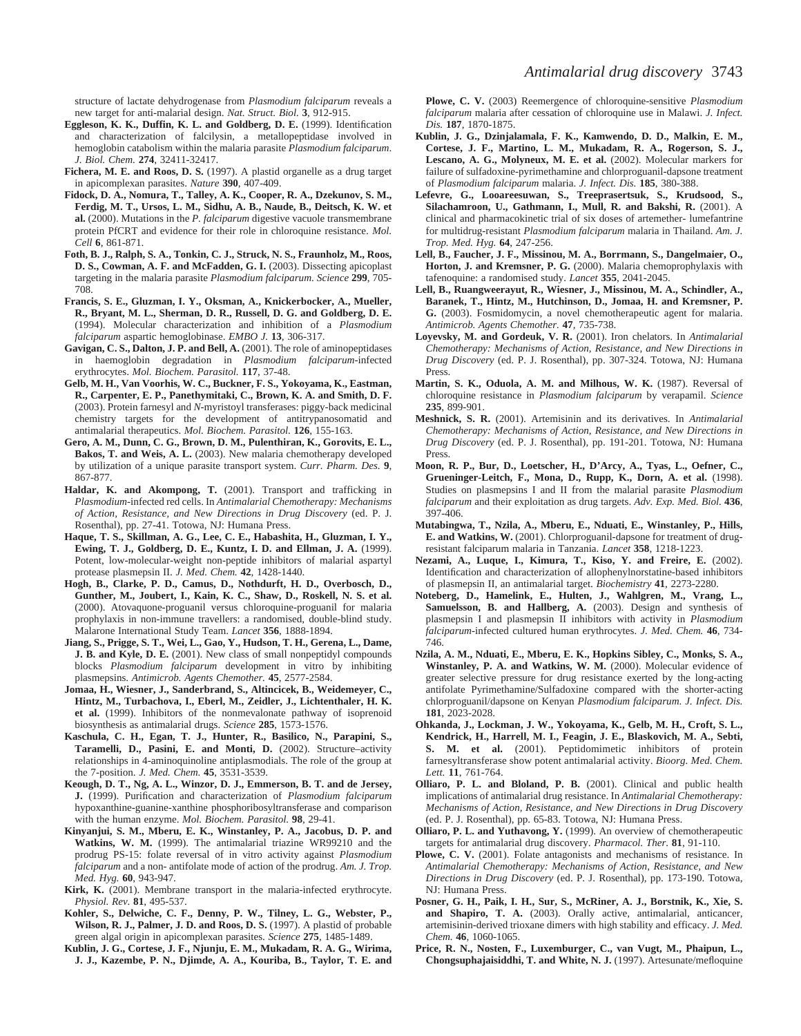structure of lactate dehydrogenase from *Plasmodium falciparum* reveals a new target for anti-malarial design. *Nat. Struct. Biol.* **3**, 912-915.

**Eggleson, K. K., Duffin, K. L. and Goldberg, D. E.** (1999). Identification and characterization of falcilysin, a metallopeptidase involved in hemoglobin catabolism within the malaria parasite *Plasmodium falciparum*. *J. Biol. Chem.* **274**, 32411-32417.

**Fichera, M. E. and Roos, D. S.** (1997). A plastid organelle as a drug target in apicomplexan parasites. *Nature* **390**, 407-409.

**Fidock, D. A., Nomura, T., Talley, A. K., Cooper, R. A., Dzekunov, S. M., Ferdig, M. T., Ursos, L. M., Sidhu, A. B., Naude, B., Deitsch, K. W. et al.** (2000). Mutations in the *P. falciparum* digestive vacuole transmembrane protein PfCRT and evidence for their role in chloroquine resistance. *Mol. Cell* **6**, 861-871.

**Foth, B. J., Ralph, S. A., Tonkin, C. J., Struck, N. S., Fraunholz, M., Roos, D. S., Cowman, A. F. and McFadden, G. I.** (2003). Dissecting apicoplast targeting in the malaria parasite *Plasmodium falciparum*. *Science* **299**, 705-708.

**Francis, S. E., Gluzman, I. Y., Oksman, A., Knickerbocker, A., Mueller, R., Bryant, M. L., Sherman, D. R., Russell, D. G. and Goldberg, D. E.** (1994). Molecular characterization and inhibition of a *Plasmodium falciparum* aspartic hemoglobinase. *EMBO J.* **13**, 306-317.

**Gavigan, C. S., Dalton, J. P. and Bell, A.** (2001). The role of aminopeptidases in haemoglobin degradation in *Plasmodium falciparum*-infected erythrocytes. *Mol. Biochem. Parasitol.* **117**, 37-48.

**Gelb, M. H., Van Voorhis, W. C., Buckner, F. S., Yokoyama, K., Eastman, R., Carpenter, E. P., Panethymitaki, C., Brown, K. A. and Smith, D. F.** (2003). Protein farnesyl and *N*-myristoyl transferases: piggy-back medicinal chemistry targets for the development of antitrypanosomatid and antimalarial therapeutics. *Mol. Biochem. Parasitol.* **126**, 155-163.

**Gero, A. M., Dunn, C. G., Brown, D. M., Pulenthiran, K., Gorovits, E. L., Bakos, T. and Weis, A. L.** (2003). New malaria chemotherapy developed by utilization of a unique parasite transport system. *Curr. Pharm. Des.* **9**, 867-877.

**Haldar, K. and Akompong, T.** (2001). Transport and trafficking in *Plasmodium*-infected red cells. In *Antimalarial Chemotherapy: Mechanisms of Action, Resistance, and New Directions in Drug Discovery* (ed. P. J. Rosenthal), pp. 27-41. Totowa, NJ: Humana Press.

**Haque, T. S., Skillman, A. G., Lee, C. E., Habashita, H., Gluzman, I. Y., Ewing, T. J., Goldberg, D. E., Kuntz, I. D. and Ellman, J. A.** (1999). Potent, low-molecular-weight non-peptide inhibitors of malarial aspartyl protease plasmepsin II. *J. Med. Chem.* **42**, 1428-1440.

**Hogh, B., Clarke, P. D., Camus, D., Nothdurft, H. D., Overbosch, D., Gunther, M., Joubert, I., Kain, K. C., Shaw, D., Roskell, N. S. et al.** (2000). Atovaquone-proguanil versus chloroquine-proguanil for malaria prophylaxis in non-immune travellers: a randomised, double-blind study. Malarone International Study Team. *Lancet* **356**, 1888-1894.

**Jiang, S., Prigge, S. T., Wei, L., Gao, Y., Hudson, T. H., Gerena, L., Dame, J. B. and Kyle, D. E.** (2001). New class of small nonpeptidyl compounds blocks *Plasmodium falciparum* development in vitro by inhibiting plasmepsins. *Antimicrob. Agents Chemother.* **45**, 2577-2584.

**Jomaa, H., Wiesner, J., Sanderbrand, S., Altincicek, B., Weidemeyer, C., Hintz, M., Turbachova, I., Eberl, M., Zeidler, J., Lichtenthaler, H. K. et al.** (1999). Inhibitors of the nonmevalonate pathway of isoprenoid biosynthesis as antimalarial drugs. *Science* **285**, 1573-1576.

**Kaschula, C. H., Egan, T. J., Hunter, R., Basilico, N., Parapini, S., Taramelli, D., Pasini, E. and Monti, D.** (2002). Structure–activity relationships in 4-aminoquinoline antiplasmodials. The role of the group at the 7-position. *J. Med. Chem.* **45**, 3531-3539.

**Keough, D. T., Ng, A. L., Winzor, D. J., Emmerson, B. T. and de Jersey, J.** (1999). Purification and characterization of *Plasmodium falciparum* hypoxanthine-guanine-xanthine phosphoribosyltransferase and comparison with the human enzyme. *Mol. Biochem. Parasitol.* **98**, 29-41.

**Kinyanjui, S. M., Mberu, E. K., Winstanley, P. A., Jacobus, D. P. and Watkins, W. M.** (1999). The antimalarial triazine WR99210 and the prodrug PS-15: folate reversal of in vitro activity against *Plasmodium falciparum* and a non- antifolate mode of action of the prodrug. *Am. J. Trop. Med. Hyg.* **60**, 943-947.

**Kirk, K.** (2001). Membrane transport in the malaria-infected erythrocyte. *Physiol. Rev.* **81**, 495-537.

**Kohler, S., Delwiche, C. F., Denny, P. W., Tilney, L. G., Webster, P., Wilson, R. J., Palmer, J. D. and Roos, D. S.** (1997). A plastid of probable green algal origin in apicomplexan parasites. *Science* **275**, 1485-1489.

**Kublin, J. G., Cortese, J. F., Njunju, E. M., Mukadam, R. A. G., Wirima, J. J., Kazembe, P. N., Djimde, A. A., Kouriba, B., Taylor, T. E. and Plowe, C. V.** (2003) Reemergence of chloroquine-sensitive *Plasmodium falciparum* malaria after cessation of chloroquine use in Malawi. *J. Infect. Dis.* **187**, 1870-1875.

**Kublin, J. G., Dzinjalamala, F. K., Kamwendo, D. D., Malkin, E. M., Cortese, J. F., Martino, L. M., Mukadam, R. A., Rogerson, S. J., Lescano, A. G., Molyneux, M. E. et al.** (2002). Molecular markers for failure of sulfadoxine-pyrimethamine and chlorproguanil-dapsone treatment of *Plasmodium falciparum* malaria. *J. Infect. Dis.* **185**, 380-388.

**Lefevre, G., Looareesuwan, S., Treeprasertsuk, S., Krudsood, S., Silachamroon, U., Gathmann, I., Mull, R. and Bakshi, R.** (2001). A clinical and pharmacokinetic trial of six doses of artemether- lumefantrine for multidrug-resistant *Plasmodium falciparum* malaria in Thailand. *Am. J. Trop. Med. Hyg.* **64**, 247-256.

**Lell, B., Faucher, J. F., Missinou, M. A., Borrmann, S., Dangelmaier, O., Horton, J. and Kremsner, P. G.** (2000). Malaria chemoprophylaxis with tafenoquine: a randomised study. *Lancet* **355**, 2041-2045.

**Lell, B., Ruangweerayut, R., Wiesner, J., Missinou, M. A., Schindler, A., Baranek, T., Hintz, M., Hutchinson, D., Jomaa, H. and Kremsner, P. G.** (2003). Fosmidomycin, a novel chemotherapeutic agent for malaria. *Antimicrob. Agents Chemother.* **47**, 735-738.

**Loyevsky, M. and Gordeuk, V. R.** (2001). Iron chelators. In *Antimalarial Chemotherapy: Mechanisms of Action, Resistance, and New Directions in Drug Discovery* (ed. P. J. Rosenthal), pp. 307-324. Totowa, NJ: Humana Press.

**Martin, S. K., Oduola, A. M. and Milhous, W. K.** (1987). Reversal of chloroquine resistance in *Plasmodium falciparum* by verapamil. *Science* **235**, 899-901.

**Meshnick, S. R.** (2001). Artemisinin and its derivatives. In *Antimalarial Chemotherapy: Mechanisms of Action, Resistance, and New Directions in Drug Discovery* (ed. P. J. Rosenthal), pp. 191-201. Totowa, NJ: Humana Press.

**Moon, R. P., Bur, D., Loetscher, H., D'Arcy, A., Tyas, L., Oefner, C., Grueninger-Leitch, F., Mona, D., Rupp, K., Dorn, A. et al.** (1998). Studies on plasmepsins I and II from the malarial parasite *Plasmodium falciparum* and their exploitation as drug targets. *Adv. Exp. Med. Biol.* **436**, 397-406.

**Mutabingwa, T., Nzila, A., Mberu, E., Nduati, E., Winstanley, P., Hills, E. and Watkins, W.** (2001). Chlorproguanil-dapsone for treatment of drug-resistant falciparum malaria in Tanzania. *Lancet* **358**, 1218-1223.

**Nezami, A., Luque, I., Kimura, T., Kiso, Y. and Freire, E.** (2002). Identification and characterization of allophenylnorstatine-based inhibitors of plasmepsin II, an antimalarial target. *Biochemistry* **41**, 2273-2280.

**Noteberg, D., Hamelink, E., Hulten, J., Wahlgren, M., Vrang, L., Samuelsson, B. and Hallberg, A.** (2003). Design and synthesis of plasmepsin I and plasmepsin II inhibitors with activity in *Plasmodium falciparum*-infected cultured human erythrocytes. *J. Med. Chem.* **46**, 734-746.

**Nzila, A. M., Nduati, E., Mberu, E. K., Hopkins Sibley, C., Monks, S. A., Winstanley, P. A. and Watkins, W. M.** (2000). Molecular evidence of greater selective pressure for drug resistance exerted by the long-acting antifolate Pyrimethamine/Sulfadoxine compared with the shorter-acting chlorproguanil/dapsone on Kenyan *Plasmodium falciparum. J. Infect. Dis.* **181**, 2023-2028.

**Ohkanda, J., Lockman, J. W., Yokoyama, K., Gelb, M. H., Croft, S. L., Kendrick, H., Harrell, M. I., Feagin, J. E., Blaskovich, M. A., Sebti, S. M. et al.** (2001). Peptidomimetic inhibitors of protein farnesyltransferase show potent antimalarial activity. *Bioorg. Med. Chem. Lett.* **11**, 761-764.

**Olliaro, P. L. and Bloland, P. B.** (2001). Clinical and public health implications of antimalarial drug resistance. In *Antimalarial Chemotherapy: Mechanisms of Action, Resistance, and New Directions in Drug Discovery* (ed. P. J. Rosenthal), pp. 65-83. Totowa, NJ: Humana Press.

**Olliaro, P. L. and Yuthavong, Y.** (1999). An overview of chemotherapeutic targets for antimalarial drug discovery. *Pharmacol. Ther.* **81**, 91-110.

**Plowe, C. V.** (2001). Folate antagonists and mechanisms of resistance. In *Antimalarial Chemotherapy: Mechanisms of Action, Resistance, and New Directions in Drug Discovery* (ed. P. J. Rosenthal), pp. 173-190. Totowa, NJ: Humana Press.

**Posner, G. H., Paik, I. H., Sur, S., McRiner, A. J., Borstnik, K., Xie, S. and Shapiro, T. A.** (2003). Orally active, antimalarial, anticancer, artemisinin-derived trioxane dimers with high stability and efficacy. *J. Med. Chem.* **46**, 1060-1065.

**Price, R. N., Nosten, F., Luxemburger, C., van Vugt, M., Phaipun, L., Chongsuphajaisiddhi, T. and White, N. J.** (1997). Artesunate/mefloquine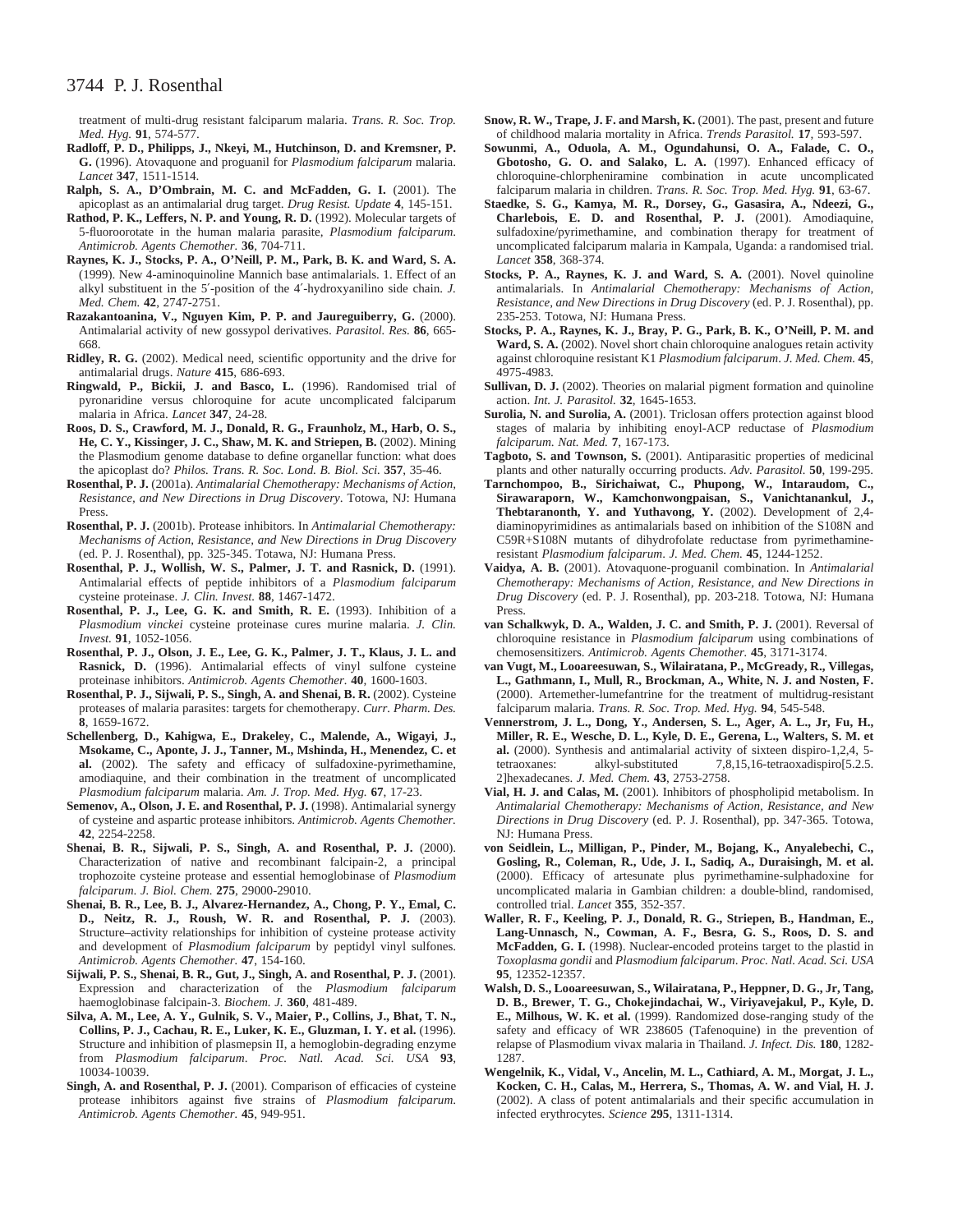treatment of multi-drug resistant falciparum malaria. *Trans. R. Soc. Trop. Med. Hyg.* **91**, 574-577.

**Radloff, P. D., Philipps, J., Nkeyi, M., Hutchinson, D. and Kremsner, P. G.** (1996). Atovaquone and proguanil for *Plasmodium falciparum* malaria. *Lancet* **347**, 1511-1514.

**Ralph, S. A., D'Ombrain, M. C. and McFadden, G. I.** (2001). The apicoplast as an antimalarial drug target. *Drug Resist. Update* **4**, 145-151.

**Rathod, P. K., Leffers, N. P. and Young, R. D.** (1992). Molecular targets of 5-fluoroorotate in the human malaria parasite, *Plasmodium falciparum*. *Antimicrob. Agents Chemother.* **36**, 704-711.

**Raynes, K. J., Stocks, P. A., O'Neill, P. M., Park, B. K. and Ward, S. A.** (1999). New 4-aminoquinoline Mannich base antimalarials. 1. Effect of an alkyl substituent in the 5′-position of the 4′-hydroxyanilino side chain. *J. Med. Chem.* **42**, 2747-2751.

**Razakantoanina, V., Nguyen Kim, P. P. and Jaureguiberry, G.** (2000). Antimalarial activity of new gossypol derivatives. *Parasitol. Res.* **86**, 665-668.

**Ridley, R. G.** (2002). Medical need, scientific opportunity and the drive for antimalarial drugs. *Nature* **415**, 686-693.

**Ringwald, P., Bickii, J. and Basco, L.** (1996). Randomised trial of pyronaridine versus chloroquine for acute uncomplicated falciparum malaria in Africa. *Lancet* **347**, 24-28.

**Roos, D. S., Crawford, M. J., Donald, R. G., Fraunholz, M., Harb, O. S., He, C. Y., Kissinger, J. C., Shaw, M. K. and Striepen, B.** (2002). Mining the Plasmodium genome database to define organellar function: what does the apicoplast do? *Philos. Trans. R. Soc. Lond. B. Biol. Sci.* **357**, 35-46.

**Rosenthal, P. J.** (2001a). *Antimalarial Chemotherapy: Mechanisms of Action, Resistance, and New Directions in Drug Discovery*. Totowa, NJ: Humana Press.

**Rosenthal, P. J.** (2001b). Protease inhibitors. In *Antimalarial Chemotherapy: Mechanisms of Action, Resistance, and New Directions in Drug Discovery* (ed. P. J. Rosenthal), pp. 325-345. Totowa, NJ: Humana Press.

**Rosenthal, P. J., Wollish, W. S., Palmer, J. T. and Rasnick, D.** (1991). Antimalarial effects of peptide inhibitors of a *Plasmodium falciparum* cysteine proteinase. *J. Clin. Invest.* **88**, 1467-1472.

**Rosenthal, P. J., Lee, G. K. and Smith, R. E.** (1993). Inhibition of a *Plasmodium vinckei* cysteine proteinase cures murine malaria. *J. Clin. Invest.* **91**, 1052-1056.

**Rosenthal, P. J., Olson, J. E., Lee, G. K., Palmer, J. T., Klaus, J. L. and Rasnick, D.** (1996). Antimalarial effects of vinyl sulfone cysteine proteinase inhibitors. *Antimicrob. Agents Chemother.* **40**, 1600-1603.

**Rosenthal, P. J., Sijwali, P. S., Singh, A. and Shenai, B. R.** (2002). Cysteine proteases of malaria parasites: targets for chemotherapy. *Curr. Pharm. Des.* **8**, 1659-1672.

**Schellenberg, D., Kahigwa, E., Drakeley, C., Malende, A., Wigayi, J., Msokame, C., Aponte, J. J., Tanner, M., Mshinda, H., Menendez, C. et al.** (2002). The safety and efficacy of sulfadoxine-pyrimethamine, amodiaquine, and their combination in the treatment of uncomplicated *Plasmodium falciparum* malaria. *Am. J. Trop. Med. Hyg.* **67**, 17-23.

**Semenov, A., Olson, J. E. and Rosenthal, P. J.** (1998). Antimalarial synergy of cysteine and aspartic protease inhibitors. *Antimicrob. Agents Chemother.* **42**, 2254-2258.

**Shenai, B. R., Sijwali, P. S., Singh, A. and Rosenthal, P. J.** (2000). Characterization of native and recombinant falcipain-2, a principal trophozoite cysteine protease and essential hemoglobinase of *Plasmodium falciparum*. *J. Biol. Chem.* **275**, 29000-29010.

**Shenai, B. R., Lee, B. J., Alvarez-Hernandez, A., Chong, P. Y., Emal, C. D., Neitz, R. J., Roush, W. R. and Rosenthal, P. J.** (2003). Structure–activity relationships for inhibition of cysteine protease activity and development of *Plasmodium falciparum* by peptidyl vinyl sulfones. *Antimicrob. Agents Chemother.* **47**, 154-160.

**Sijwali, P. S., Shenai, B. R., Gut, J., Singh, A. and Rosenthal, P. J.** (2001). Expression and characterization of the *Plasmodium falciparum* haemoglobinase falcipain-3. *Biochem. J.* **360**, 481-489.

**Silva, A. M., Lee, A. Y., Gulnik, S. V., Maier, P., Collins, J., Bhat, T. N., Collins, P. J., Cachau, R. E., Luker, K. E., Gluzman, I. Y. et al.** (1996). Structure and inhibition of plasmepsin II, a hemoglobin-degrading enzyme from *Plasmodium falciparum*. *Proc. Natl. Acad. Sci. USA* **93**, 10034-10039.

**Singh, A. and Rosenthal, P. J.** (2001). Comparison of efficacies of cysteine protease inhibitors against five strains of *Plasmodium falciparum*. *Antimicrob. Agents Chemother.* **45**, 949-951.

**Snow, R. W., Trape, J. F. and Marsh, K.** (2001). The past, present and future of childhood malaria mortality in Africa. *Trends Parasitol.* **17**, 593-597.

**Sowunmi, A., Oduola, A. M., Ogundahunsi, O. A., Falade, C. O., Gbotosho, G. O. and Salako, L. A.** (1997). Enhanced efficacy of chloroquine-chlorpheniramine combination in acute uncomplicated falciparum malaria in children. *Trans. R. Soc. Trop. Med. Hyg.* **91**, 63-67.

**Staedke, S. G., Kamya, M. R., Dorsey, G., Gasasira, A., Ndeezi, G., Charlebois, E. D. and Rosenthal, P. J.** (2001). Amodiaquine, sulfadoxine/pyrimethamine, and combination therapy for treatment of uncomplicated falciparum malaria in Kampala, Uganda: a randomised trial. *Lancet* **358**, 368-374.

**Stocks, P. A., Raynes, K. J. and Ward, S. A.** (2001). Novel quinoline antimalarials. In *Antimalarial Chemotherapy: Mechanisms of Action, Resistance, and New Directions in Drug Discovery* (ed. P. J. Rosenthal), pp. 235-253. Totowa, NJ: Humana Press.

**Stocks, P. A., Raynes, K. J., Bray, P. G., Park, B. K., O'Neill, P. M. and Ward, S. A.** (2002). Novel short chain chloroquine analogues retain activity against chloroquine resistant K1 *Plasmodium falciparum*. *J. Med. Chem.* **45**, 4975-4983.

**Sullivan, D. J.** (2002). Theories on malarial pigment formation and quinoline action. *Int. J. Parasitol.* **32**, 1645-1653.

**Surolia, N. and Surolia, A.** (2001). Triclosan offers protection against blood stages of malaria by inhibiting enoyl-ACP reductase of *Plasmodium falciparum*. *Nat. Med.* **7**, 167-173.

**Tagboto, S. and Townson, S.** (2001). Antiparasitic properties of medicinal plants and other naturally occurring products. *Adv. Parasitol.* **50**, 199-295.

**Tarnchompoo, B., Sirichaiwat, C., Phupong, W., Intaraudom, C., Sirawaraporn, W., Kamchonwongpaisan, S., Vanichtanankul, J., Thebtaranonth, Y. and Yuthavong, Y.** (2002). Development of 2,4-diaminopyrimidines as antimalarials based on inhibition of the S108N and C59R+S108N mutants of dihydrofolate reductase from pyrimethamine-resistant *Plasmodium falciparum*. *J. Med. Chem.* **45**, 1244-1252.

**Vaidya, A. B.** (2001). Atovaquone-proguanil combination. In *Antimalarial Chemotherapy: Mechanisms of Action, Resistance, and New Directions in Drug Discovery* (ed. P. J. Rosenthal), pp. 203-218. Totowa, NJ: Humana Press.

**van Schalkwyk, D. A., Walden, J. C. and Smith, P. J.** (2001). Reversal of chloroquine resistance in *Plasmodium falciparum* using combinations of chemosensitizers. *Antimicrob. Agents Chemother.* **45**, 3171-3174.

**van Vugt, M., Looareesuwan, S., Wilairatana, P., McGready, R., Villegas, L., Gathmann, I., Mull, R., Brockman, A., White, N. J. and Nosten, F.** (2000). Artemether-lumefantrine for the treatment of multidrug-resistant falciparum malaria. *Trans. R. Soc. Trop. Med. Hyg.* **94**, 545-548.

**Vennerstrom, J. L., Dong, Y., Andersen, S. L., Ager, A. L., Jr, Fu, H., Miller, R. E., Wesche, D. L., Kyle, D. E., Gerena, L., Walters, S. M. et al.** (2000). Synthesis and antimalarial activity of sixteen dispiro-1,2,4, 5-tetraoxanes: alkyl-substituted 7,8,15,16-tetraoxadispiro[5.2.5. 2]hexadecanes. *J. Med. Chem.* **43**, 2753-2758.

**Vial, H. J. and Calas, M.** (2001). Inhibitors of phospholipid metabolism. In *Antimalarial Chemotherapy: Mechanisms of Action, Resistance, and New Directions in Drug Discovery* (ed. P. J. Rosenthal), pp. 347-365. Totowa, NJ: Humana Press.

**von Seidlein, L., Milligan, P., Pinder, M., Bojang, K., Anyalebechi, C., Gosling, R., Coleman, R., Ude, J. I., Sadiq, A., Duraisingh, M. et al.** (2000). Efficacy of artesunate plus pyrimethamine-sulphadoxine for uncomplicated malaria in Gambian children: a double-blind, randomised, controlled trial. *Lancet* **355**, 352-357.

**Waller, R. F., Keeling, P. J., Donald, R. G., Striepen, B., Handman, E., Lang-Unnasch, N., Cowman, A. F., Besra, G. S., Roos, D. S. and McFadden, G. I.** (1998). Nuclear-encoded proteins target to the plastid in *Toxoplasma gondii* and *Plasmodium falciparum*. *Proc. Natl. Acad. Sci. USA* **95**, 12352-12357.

**Walsh, D. S., Looareesuwan, S., Wilairatana, P., Heppner, D. G., Jr, Tang, D. B., Brewer, T. G., Chokejindachai, W., Viriyavejakul, P., Kyle, D. E., Milhous, W. K. et al.** (1999). Randomized dose-ranging study of the safety and efficacy of WR 238605 (Tafenoquine) in the prevention of relapse of Plasmodium vivax malaria in Thailand. *J. Infect. Dis.* **180**, 1282-1287.

**Wengelnik, K., Vidal, V., Ancelin, M. L., Cathiard, A. M., Morgat, J. L., Kocken, C. H., Calas, M., Herrera, S., Thomas, A. W. and Vial, H. J.** (2002). A class of potent antimalarials and their specific accumulation in infected erythrocytes. *Science* **295**, 1311-1314.